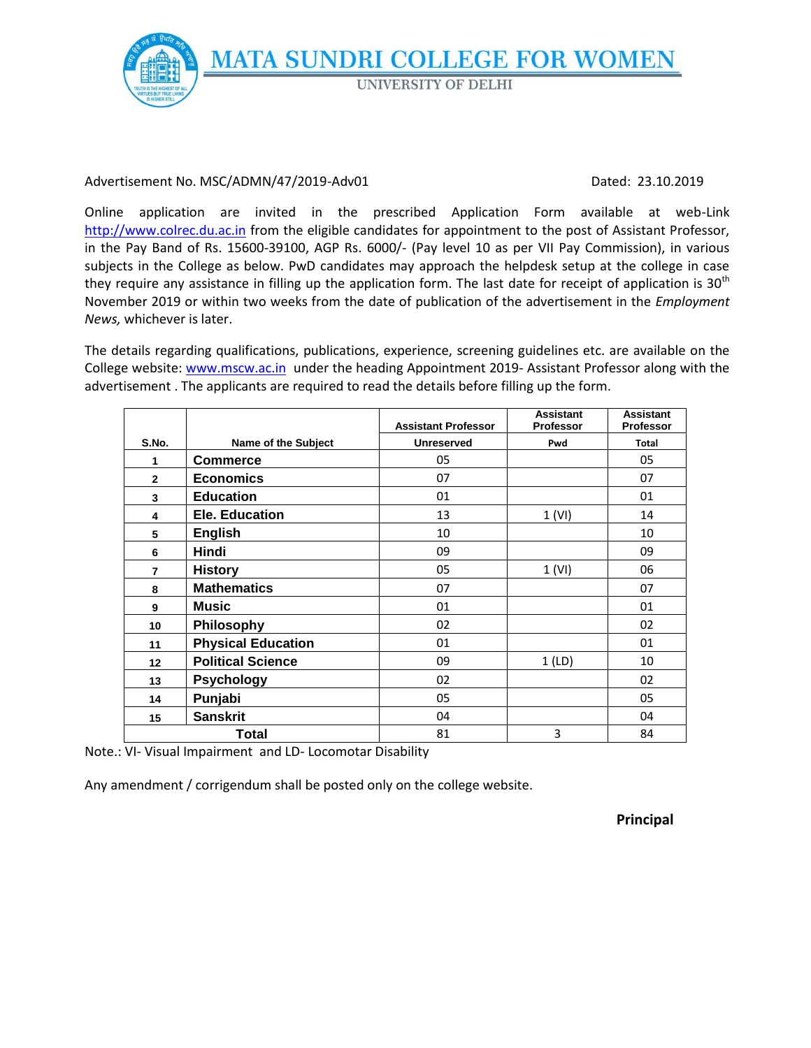# MATA SUNDRI COLLEGE FOR WOMEN

UNIVERSITY OF DELHI

Advertisement No. MSC/ADMN/47/2019-Adv01 Dated: 23.10.2019

Online application are invited in the prescribed Application Form available at web-Link http://www.colrec.du.ac.in from the eligible candidates for appointment to the post of Assistant Professor, in the Pay Band of Rs. 15600-39100, AGP Rs. 6000/- (Pay level 10 as per VII Pay Commission), in various subjects in the College as below. PwD candidates may approach the helpdesk setup at the college in case they require any assistance in filling up the application form. The last date for receipt of application is 30th November 2019 or within two weeks from the date of publication of the advertisement in the *Employment News,* whichever is later.

The details regarding qualifications, publications, experience, screening guidelines etc. are available on the College website: www.mscw.ac.in under the heading Appointment 2019- Assistant Professor along with the advertisement . The applicants are required to read the details before filling up the form.

| S.No. | Name of the Subject | Assistant Professor Unreserved | Assistant Professor Pwd | Assistant Professor Total |
|---|---|---|---|---|
| 1 | **Commerce** | 05 | | 05 |
| 2 | **Economics** | 07 | | 07 |
| 3 | **Education** | 01 | | 01 |
| 4 | **Ele. Education** | 13 | 1 (VI) | 14 |
| 5 | **English** | 10 | | 10 |
| 6 | **Hindi** | 09 | | 09 |
| 7 | **History** | 05 | 1 (VI) | 06 |
| 8 | **Mathematics** | 07 | | 07 |
| 9 | **Music** | 01 | | 01 |
| 10 | **Philosophy** | 02 | | 02 |
| 11 | **Physical Education** | 01 | | 01 |
| 12 | **Political Science** | 09 | 1 (LD) | 10 |
| 13 | **Psychology** | 02 | | 02 |
| 14 | **Punjabi** | 05 | | 05 |
| 15 | **Sanskrit** | 04 | | 04 |
| **Total** | | 81 | 3 | 84 |

Note.: VI- Visual Impairment and LD- Locomotar Disability

Any amendment / corrigendum shall be posted only on the college website.

**Principal**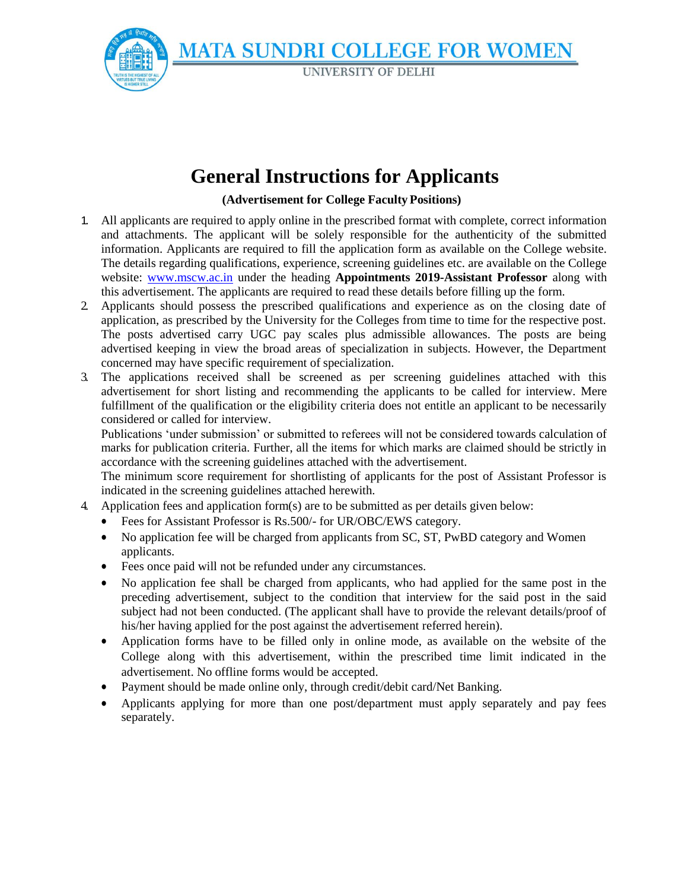MATA SUNDRI COLLEGE FOR WOMEN

UNIVERSITY OF DELHI

# General Instructions for Applicants

**(Advertisement for College Faculty Positions)**

1. All applicants are required to apply online in the prescribed format with complete, correct information and attachments. The applicant will be solely responsible for the authenticity of the submitted information. Applicants are required to fill the application form as available on the College website. The details regarding qualifications, experience, screening guidelines etc. are available on the College website: www.mscw.ac.in under the heading **Appointments 2019-Assistant Professor** along with this advertisement. The applicants are required to read these details before filling up the form.
2. Applicants should possess the prescribed qualifications and experience as on the closing date of application, as prescribed by the University for the Colleges from time to time for the respective post. The posts advertised carry UGC pay scales plus admissible allowances. The posts are being advertised keeping in view the broad areas of specialization in subjects. However, the Department concerned may have specific requirement of specialization.
3. The applications received shall be screened as per screening guidelines attached with this advertisement for short listing and recommending the applicants to be called for interview. Mere fulfillment of the qualification or the eligibility criteria does not entitle an applicant to be necessarily considered or called for interview.

   Publications 'under submission' or submitted to referees will not be considered towards calculation of marks for publication criteria. Further, all the items for which marks are claimed should be strictly in accordance with the screening guidelines attached with the advertisement.

   The minimum score requirement for shortlisting of applicants for the post of Assistant Professor is indicated in the screening guidelines attached herewith.
4. Application fees and application form(s) are to be submitted as per details given below:
   - Fees for Assistant Professor is Rs.500/- for UR/OBC/EWS category.
   - No application fee will be charged from applicants from SC, ST, PwBD category and Women applicants.
   - Fees once paid will not be refunded under any circumstances.
   - No application fee shall be charged from applicants, who had applied for the same post in the preceding advertisement, subject to the condition that interview for the said post in the said subject had not been conducted. (The applicant shall have to provide the relevant details/proof of his/her having applied for the post against the advertisement referred herein).
   - Application forms have to be filled only in online mode, as available on the website of the College along with this advertisement, within the prescribed time limit indicated in the advertisement. No offline forms would be accepted.
   - Payment should be made online only, through credit/debit card/Net Banking.
   - Applicants applying for more than one post/department must apply separately and pay fees separately.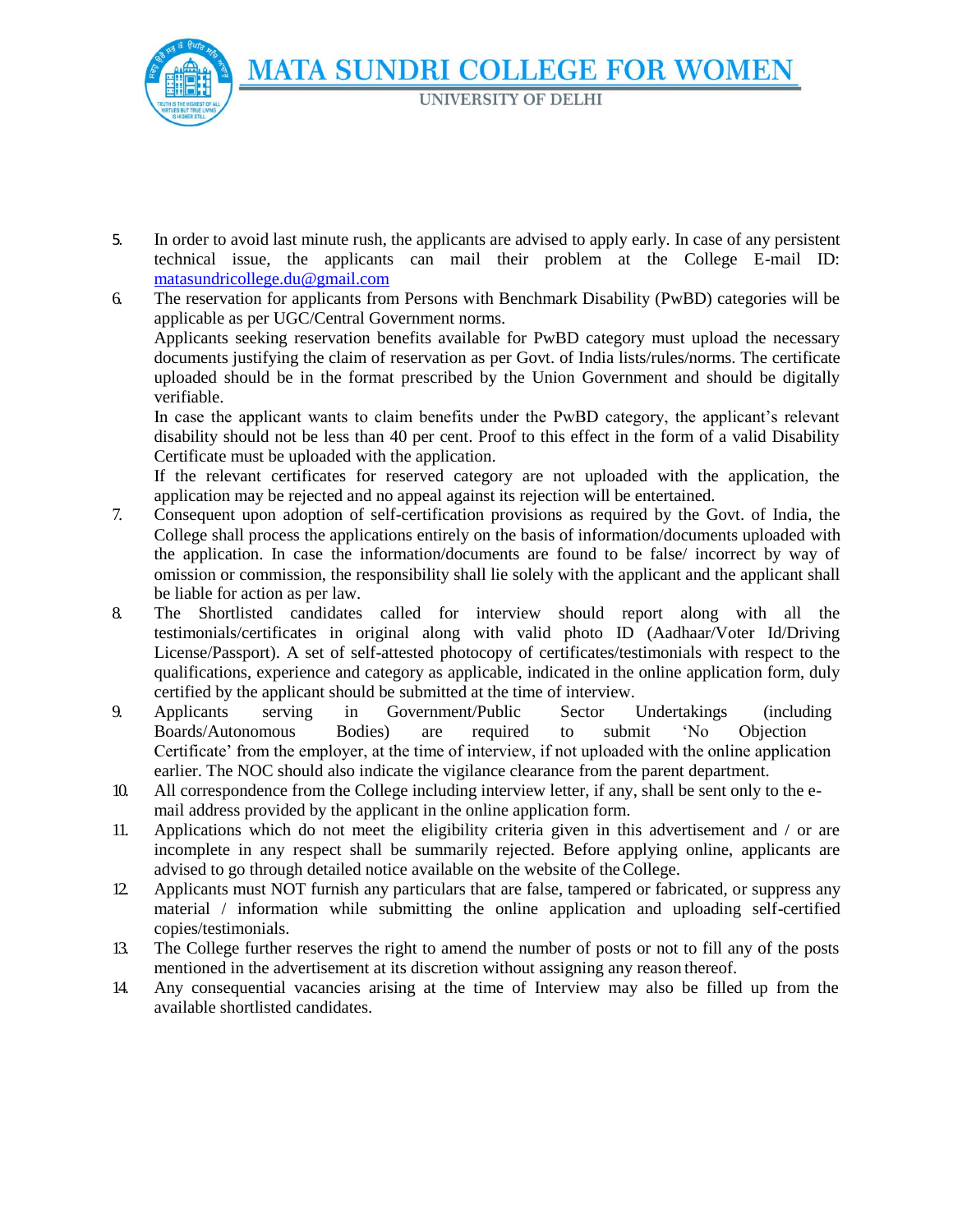5. In order to avoid last minute rush, the applicants are advised to apply early. In case of any persistent technical issue, the applicants can mail their problem at the College E-mail ID: matasundricollege.du@gmail.com
6. The reservation for applicants from Persons with Benchmark Disability (PwBD) categories will be applicable as per UGC/Central Government norms.
   Applicants seeking reservation benefits available for PwBD category must upload the necessary documents justifying the claim of reservation as per Govt. of India lists/rules/norms. The certificate uploaded should be in the format prescribed by the Union Government and should be digitally verifiable.
   In case the applicant wants to claim benefits under the PwBD category, the applicant's relevant disability should not be less than 40 per cent. Proof to this effect in the form of a valid Disability Certificate must be uploaded with the application.
   If the relevant certificates for reserved category are not uploaded with the application, the application may be rejected and no appeal against its rejection will be entertained.
7. Consequent upon adoption of self-certification provisions as required by the Govt. of India, the College shall process the applications entirely on the basis of information/documents uploaded with the application. In case the information/documents are found to be false/ incorrect by way of omission or commission, the responsibility shall lie solely with the applicant and the applicant shall be liable for action as per law.
8. The Shortlisted candidates called for interview should report along with all the testimonials/certificates in original along with valid photo ID (Aadhaar/Voter Id/Driving License/Passport). A set of self-attested photocopy of certificates/testimonials with respect to the qualifications, experience and category as applicable, indicated in the online application form, duly certified by the applicant should be submitted at the time of interview.
9. Applicants serving in Government/Public Sector Undertakings (including Boards/Autonomous Bodies) are required to submit 'No Objection Certificate' from the employer, at the time of interview, if not uploaded with the online application earlier. The NOC should also indicate the vigilance clearance from the parent department.
10. All correspondence from the College including interview letter, if any, shall be sent only to the e-mail address provided by the applicant in the online application form.
11. Applications which do not meet the eligibility criteria given in this advertisement and / or are incomplete in any respect shall be summarily rejected. Before applying online, applicants are advised to go through detailed notice available on the website of the College.
12. Applicants must NOT furnish any particulars that are false, tampered or fabricated, or suppress any material / information while submitting the online application and uploading self-certified copies/testimonials.
13. The College further reserves the right to amend the number of posts or not to fill any of the posts mentioned in the advertisement at its discretion without assigning any reason thereof.
14. Any consequential vacancies arising at the time of Interview may also be filled up from the available shortlisted candidates.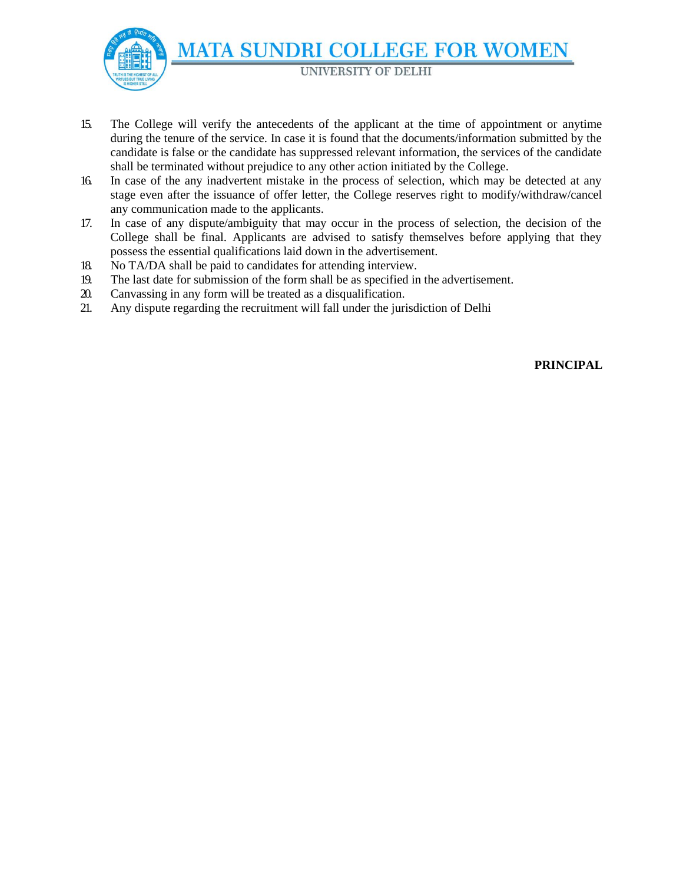15. The College will verify the antecedents of the applicant at the time of appointment or anytime during the tenure of the service. In case it is found that the documents/information submitted by the candidate is false or the candidate has suppressed relevant information, the services of the candidate shall be terminated without prejudice to any other action initiated by the College.
16. In case of the any inadvertent mistake in the process of selection, which may be detected at any stage even after the issuance of offer letter, the College reserves right to modify/withdraw/cancel any communication made to the applicants.
17. In case of any dispute/ambiguity that may occur in the process of selection, the decision of the College shall be final. Applicants are advised to satisfy themselves before applying that they possess the essential qualifications laid down in the advertisement.
18. No TA/DA shall be paid to candidates for attending interview.
19. The last date for submission of the form shall be as specified in the advertisement.
20. Canvassing in any form will be treated as a disqualification.
21. Any dispute regarding the recruitment will fall under the jurisdiction of Delhi

**PRINCIPAL**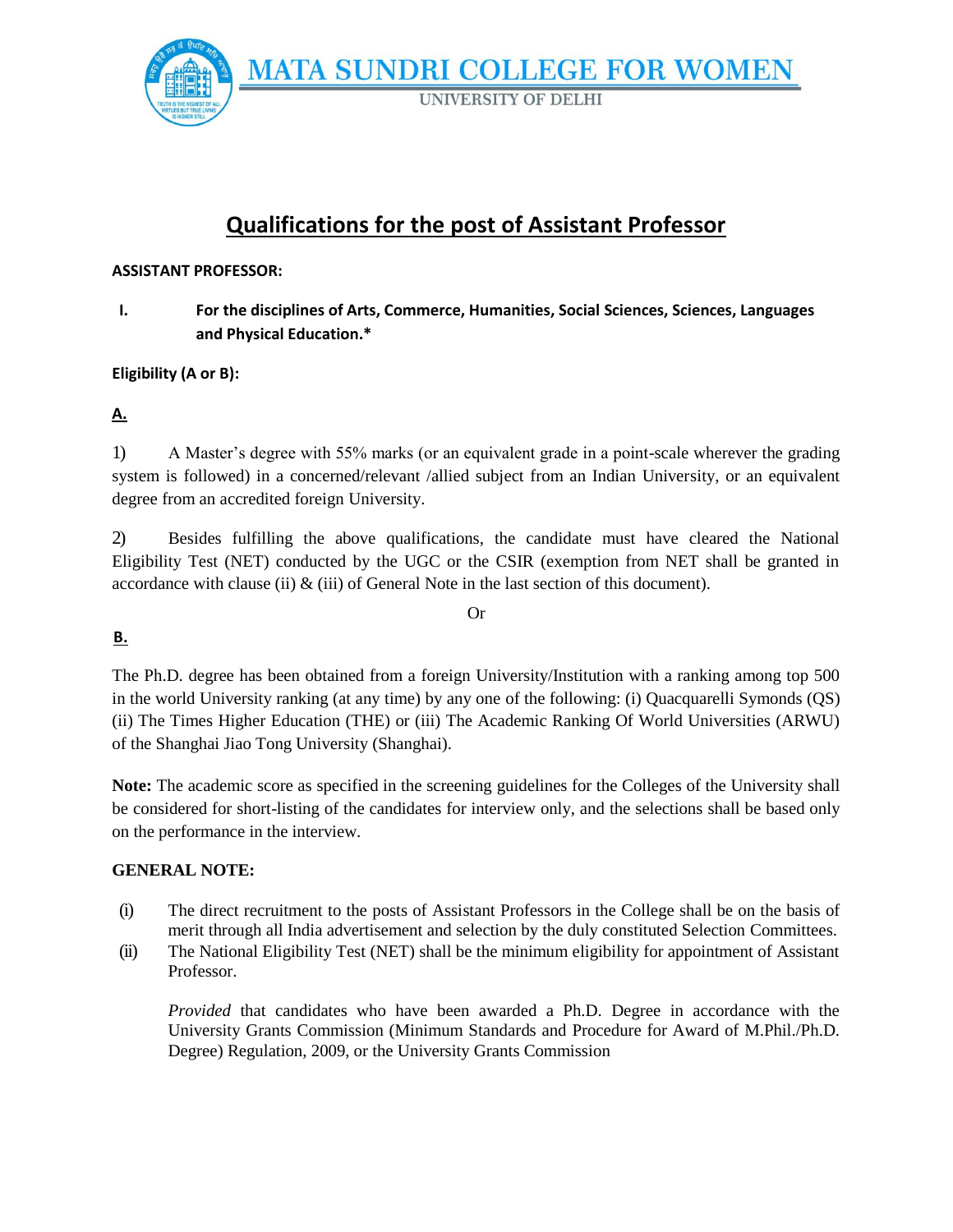# Qualifications for the post of Assistant Professor

**ASSISTANT PROFESSOR:**

**I. For the disciplines of Arts, Commerce, Humanities, Social Sciences, Sciences, Languages and Physical Education.***

**Eligibility (A or B):**

**A.**

1) A Master's degree with 55% marks (or an equivalent grade in a point-scale wherever the grading system is followed) in a concerned/relevant /allied subject from an Indian University, or an equivalent degree from an accredited foreign University.

2) Besides fulfilling the above qualifications, the candidate must have cleared the National Eligibility Test (NET) conducted by the UGC or the CSIR (exemption from NET shall be granted in accordance with clause (ii) & (iii) of General Note in the last section of this document).

Or

**B.**

The Ph.D. degree has been obtained from a foreign University/Institution with a ranking among top 500 in the world University ranking (at any time) by any one of the following: (i) Quacquarelli Symonds (QS) (ii) The Times Higher Education (THE) or (iii) The Academic Ranking Of World Universities (ARWU) of the Shanghai Jiao Tong University (Shanghai).

**Note:** The academic score as specified in the screening guidelines for the Colleges of the University shall be considered for short-listing of the candidates for interview only, and the selections shall be based only on the performance in the interview.

**GENERAL NOTE:**

(i) The direct recruitment to the posts of Assistant Professors in the College shall be on the basis of merit through all India advertisement and selection by the duly constituted Selection Committees.

(ii) The National Eligibility Test (NET) shall be the minimum eligibility for appointment of Assistant Professor.

*Provided* that candidates who have been awarded a Ph.D. Degree in accordance with the University Grants Commission (Minimum Standards and Procedure for Award of M.Phil./Ph.D. Degree) Regulation, 2009, or the University Grants Commission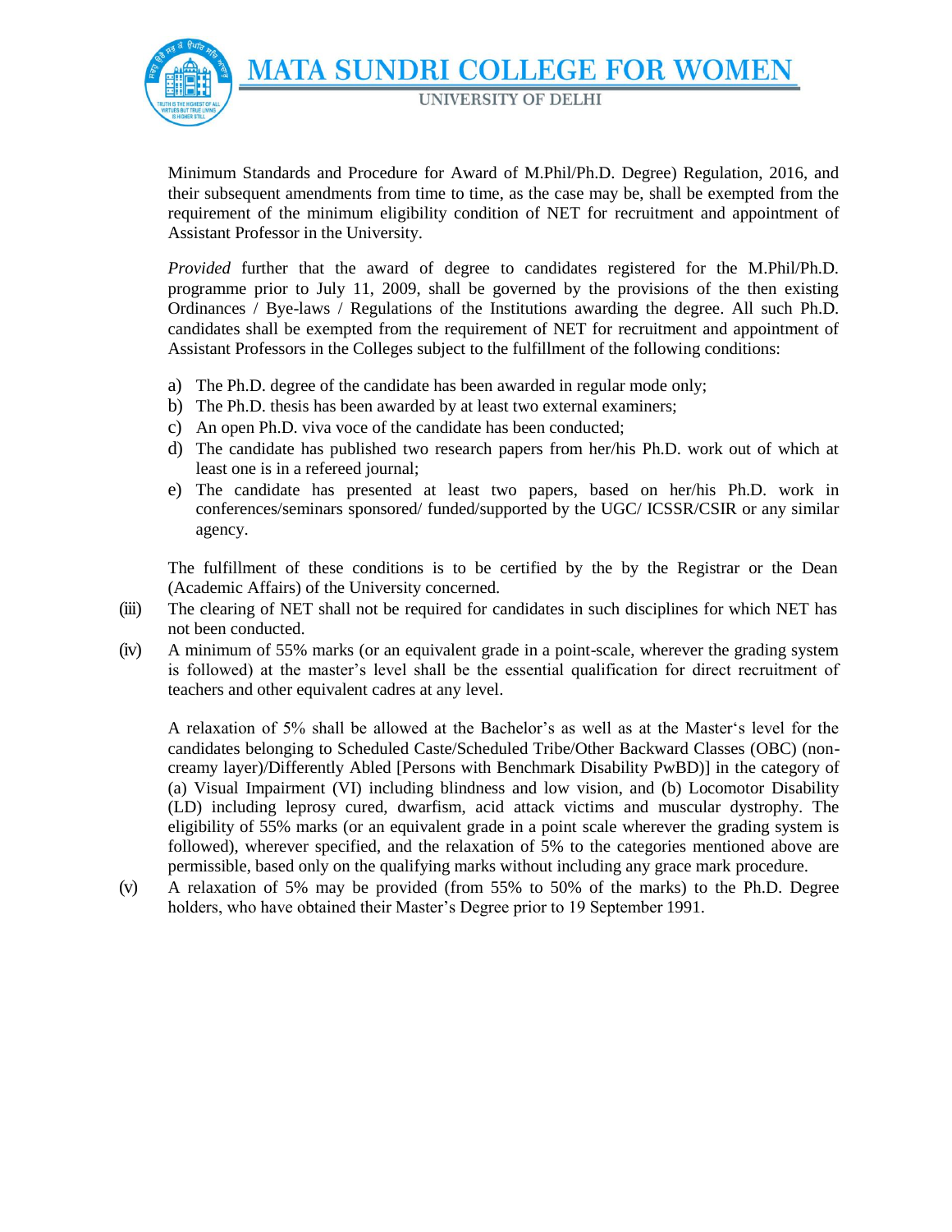Minimum Standards and Procedure for Award of M.Phil/Ph.D. Degree) Regulation, 2016, and their subsequent amendments from time to time, as the case may be, shall be exempted from the requirement of the minimum eligibility condition of NET for recruitment and appointment of Assistant Professor in the University.

*Provided* further that the award of degree to candidates registered for the M.Phil/Ph.D. programme prior to July 11, 2009, shall be governed by the provisions of the then existing Ordinances / Bye-laws / Regulations of the Institutions awarding the degree. All such Ph.D. candidates shall be exempted from the requirement of NET for recruitment and appointment of Assistant Professors in the Colleges subject to the fulfillment of the following conditions:

a) The Ph.D. degree of the candidate has been awarded in regular mode only;
b) The Ph.D. thesis has been awarded by at least two external examiners;
c) An open Ph.D. viva voce of the candidate has been conducted;
d) The candidate has published two research papers from her/his Ph.D. work out of which at least one is in a refereed journal;
e) The candidate has presented at least two papers, based on her/his Ph.D. work in conferences/seminars sponsored/ funded/supported by the UGC/ ICSSR/CSIR or any similar agency.

The fulfillment of these conditions is to be certified by the by the Registrar or the Dean (Academic Affairs) of the University concerned.

(iii) The clearing of NET shall not be required for candidates in such disciplines for which NET has not been conducted.

(iv) A minimum of 55% marks (or an equivalent grade in a point-scale, wherever the grading system is followed) at the master's level shall be the essential qualification for direct recruitment of teachers and other equivalent cadres at any level.

A relaxation of 5% shall be allowed at the Bachelor's as well as at the Master's level for the candidates belonging to Scheduled Caste/Scheduled Tribe/Other Backward Classes (OBC) (non-creamy layer)/Differently Abled [Persons with Benchmark Disability PwBD)] in the category of (a) Visual Impairment (VI) including blindness and low vision, and (b) Locomotor Disability (LD) including leprosy cured, dwarfism, acid attack victims and muscular dystrophy. The eligibility of 55% marks (or an equivalent grade in a point scale wherever the grading system is followed), wherever specified, and the relaxation of 5% to the categories mentioned above are permissible, based only on the qualifying marks without including any grace mark procedure.

(v) A relaxation of 5% may be provided (from 55% to 50% of the marks) to the Ph.D. Degree holders, who have obtained their Master's Degree prior to 19 September 1991.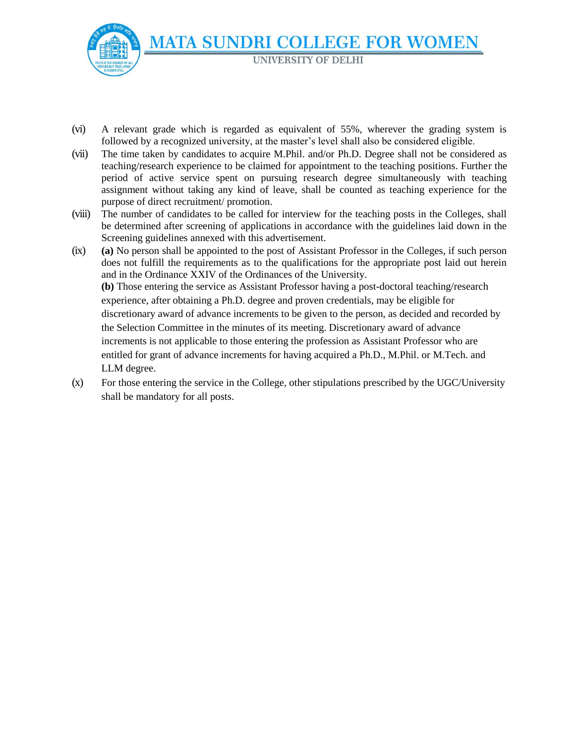(vi) A relevant grade which is regarded as equivalent of 55%, wherever the grading system is followed by a recognized university, at the master's level shall also be considered eligible.

(vii) The time taken by candidates to acquire M.Phil. and/or Ph.D. Degree shall not be considered as teaching/research experience to be claimed for appointment to the teaching positions. Further the period of active service spent on pursuing research degree simultaneously with teaching assignment without taking any kind of leave, shall be counted as teaching experience for the purpose of direct recruitment/ promotion.

(viii) The number of candidates to be called for interview for the teaching posts in the Colleges, shall be determined after screening of applications in accordance with the guidelines laid down in the Screening guidelines annexed with this advertisement.

(ix) **(a)** No person shall be appointed to the post of Assistant Professor in the Colleges, if such person does not fulfill the requirements as to the qualifications for the appropriate post laid out herein and in the Ordinance XXIV of the Ordinances of the University.

**(b)** Those entering the service as Assistant Professor having a post-doctoral teaching/research experience, after obtaining a Ph.D. degree and proven credentials, may be eligible for discretionary award of advance increments to be given to the person, as decided and recorded by the Selection Committee in the minutes of its meeting. Discretionary award of advance increments is not applicable to those entering the profession as Assistant Professor who are entitled for grant of advance increments for having acquired a Ph.D., M.Phil. or M.Tech. and LLM degree.

(x) For those entering the service in the College, other stipulations prescribed by the UGC/University shall be mandatory for all posts.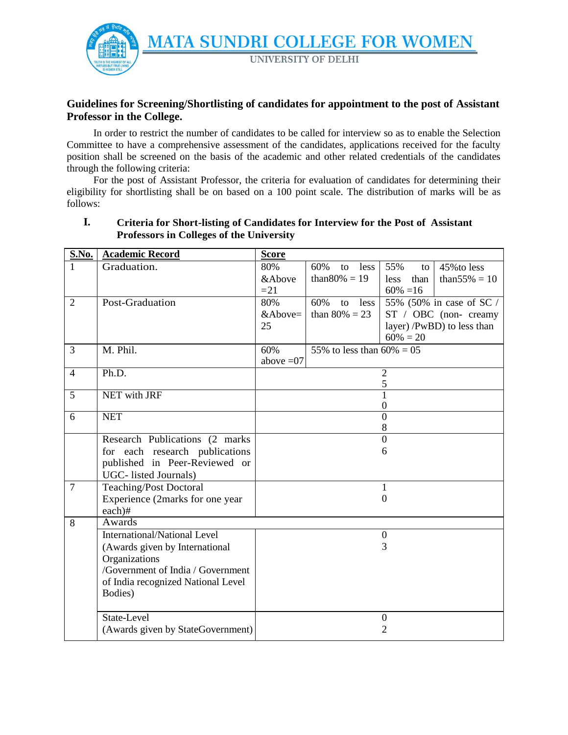# MATA SUNDRI COLLEGE FOR WOMEN

UNIVERSITY OF DELHI

**Guidelines for Screening/Shortlisting of candidates for appointment to the post of Assistant Professor in the College.**

In order to restrict the number of candidates to be called for interview so as to enable the Selection Committee to have a comprehensive assessment of the candidates, applications received for the faculty position shall be screened on the basis of the academic and other related credentials of the candidates through the following criteria:

For the post of Assistant Professor, the criteria for evaluation of candidates for determining their eligibility for shortlisting shall be on based on a 100 point scale. The distribution of marks will be as follows:

## I. Criteria for Short-listing of Candidates for Interview for the Post of Assistant Professors in Colleges of the University

| S.No. | Academic Record | Score | | | |
|---|---|---|---|---|---|
| 1 | Graduation. | 80% &Above =21 | 60% to less than80% = 19 | 55% to less than 60% =16 | 45%to less than55% = 10 |
| 2 | Post-Graduation | 80% &Above= 25 | 60% to less than 80% = 23 | 55% (50% in case of SC / ST / OBC (non- creamy layer) /PwBD) to less than 60% = 20 | |
| 3 | M. Phil. | 60% above =07 | 55% to less than 60% = 05 | | |
| 4 | Ph.D. | 25 | | | |
| 5 | NET with JRF | 10 | | | |
| 6 | NET | 08 | | | |
| | Research Publications (2 marks for each research publications published in Peer-Reviewed or UGC- listed Journals) | 06 | | | |
| 7 | Teaching/Post Doctoral Experience (2marks for one year each)# | 10 | | | |
| 8 | Awards | | | | |
| | International/National Level (Awards given by International Organizations /Government of India / Government of India recognized National Level Bodies) | 03 | | | |
| | State-Level (Awards given by StateGovernment) | 02 | | | |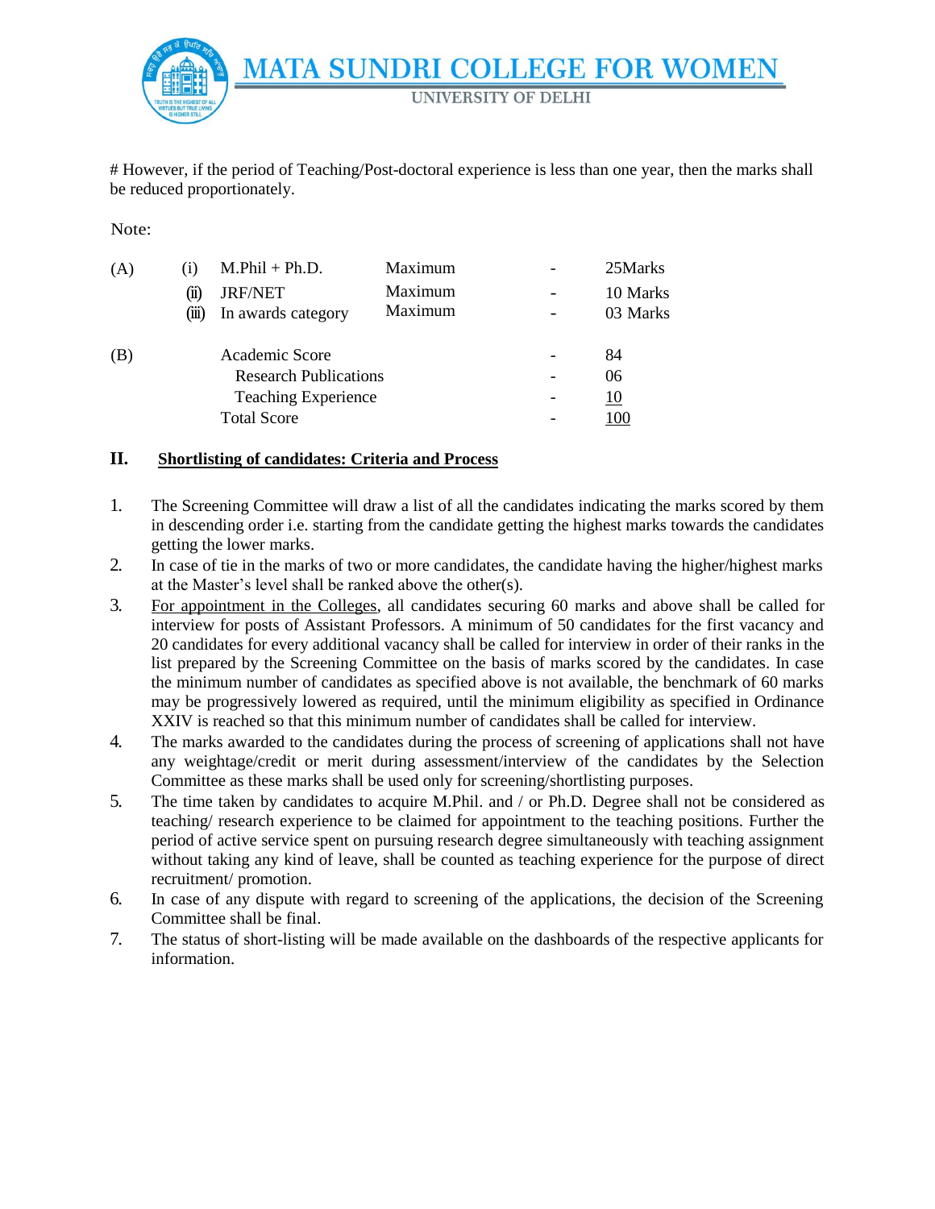# However, if the period of Teaching/Post-doctoral experience is less than one year, then the marks shall be reduced proportionately.

Note:

| | | | | | |
|---|---|---|---|---|---|
| (A) | (i) | M.Phil + Ph.D. | Maximum | - | 25Marks |
| | (ii) | JRF/NET | Maximum | - | 10 Marks |
| | (iii) | In awards category | Maximum | - | 03 Marks |
| (B) | | Academic Score | | - | 84 |
| | | Research Publications | | - | 06 |
| | | Teaching Experience | | - | 10 |
| | | Total Score | | - | 100 |

## II. Shortlisting of candidates: Criteria and Process

1. The Screening Committee will draw a list of all the candidates indicating the marks scored by them in descending order i.e. starting from the candidate getting the highest marks towards the candidates getting the lower marks.
2. In case of tie in the marks of two or more candidates, the candidate having the higher/highest marks at the Master's level shall be ranked above the other(s).
3. For appointment in the Colleges, all candidates securing 60 marks and above shall be called for interview for posts of Assistant Professors. A minimum of 50 candidates for the first vacancy and 20 candidates for every additional vacancy shall be called for interview in order of their ranks in the list prepared by the Screening Committee on the basis of marks scored by the candidates. In case the minimum number of candidates as specified above is not available, the benchmark of 60 marks may be progressively lowered as required, until the minimum eligibility as specified in Ordinance XXIV is reached so that this minimum number of candidates shall be called for interview.
4. The marks awarded to the candidates during the process of screening of applications shall not have any weightage/credit or merit during assessment/interview of the candidates by the Selection Committee as these marks shall be used only for screening/shortlisting purposes.
5. The time taken by candidates to acquire M.Phil. and / or Ph.D. Degree shall not be considered as teaching/ research experience to be claimed for appointment to the teaching positions. Further the period of active service spent on pursuing research degree simultaneously with teaching assignment without taking any kind of leave, shall be counted as teaching experience for the purpose of direct recruitment/ promotion.
6. In case of any dispute with regard to screening of the applications, the decision of the Screening Committee shall be final.
7. The status of short-listing will be made available on the dashboards of the respective applicants for information.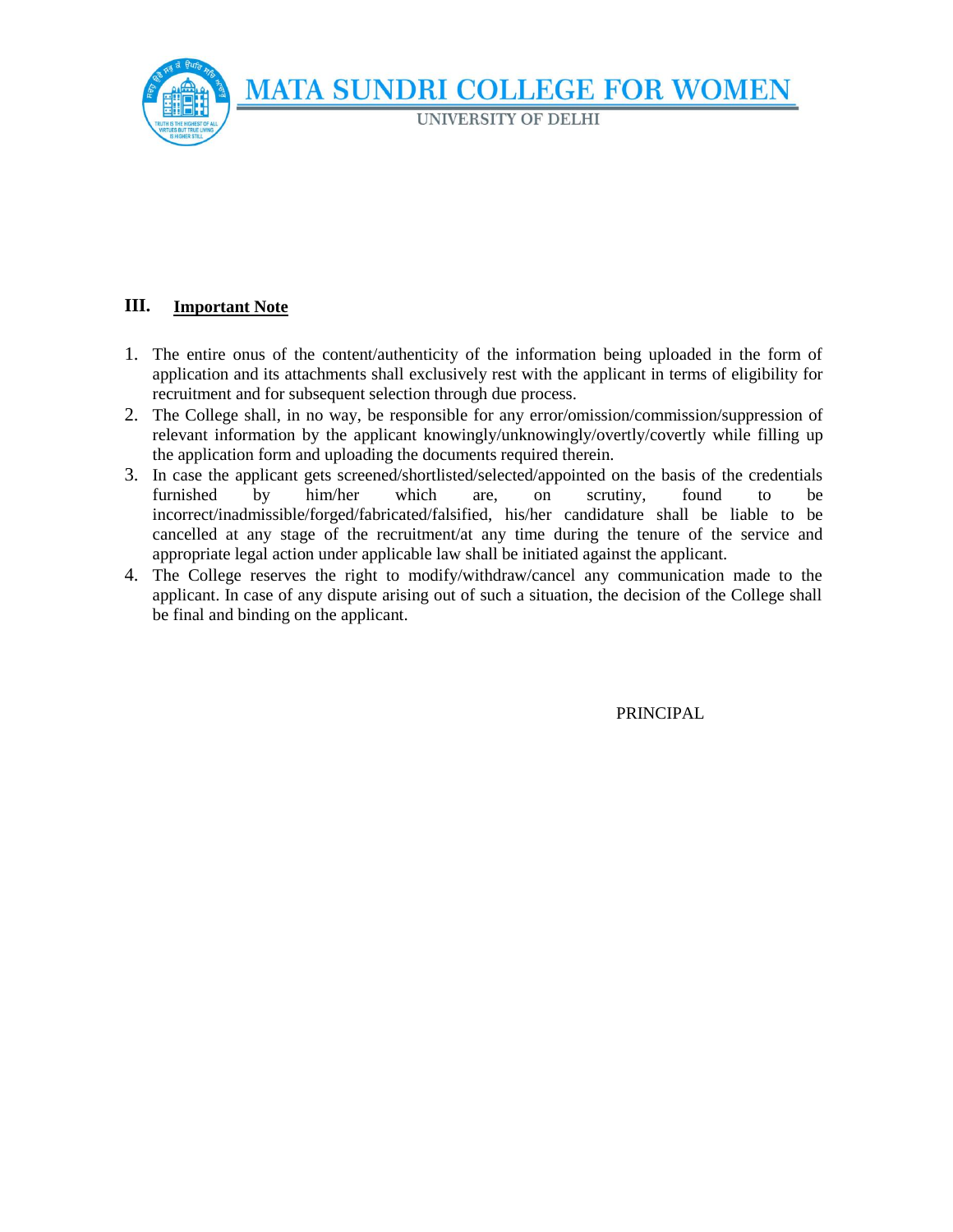# MATA SUNDRI COLLEGE FOR WOMEN

UNIVERSITY OF DELHI

### III. Important Note

1. The entire onus of the content/authenticity of the information being uploaded in the form of application and its attachments shall exclusively rest with the applicant in terms of eligibility for recruitment and for subsequent selection through due process.
2. The College shall, in no way, be responsible for any error/omission/commission/suppression of relevant information by the applicant knowingly/unknowingly/overtly/covertly while filling up the application form and uploading the documents required therein.
3. In case the applicant gets screened/shortlisted/selected/appointed on the basis of the credentials furnished by him/her which are, on scrutiny, found to be incorrect/inadmissible/forged/fabricated/falsified, his/her candidature shall be liable to be cancelled at any stage of the recruitment/at any time during the tenure of the service and appropriate legal action under applicable law shall be initiated against the applicant.
4. The College reserves the right to modify/withdraw/cancel any communication made to the applicant. In case of any dispute arising out of such a situation, the decision of the College shall be final and binding on the applicant.

PRINCIPAL